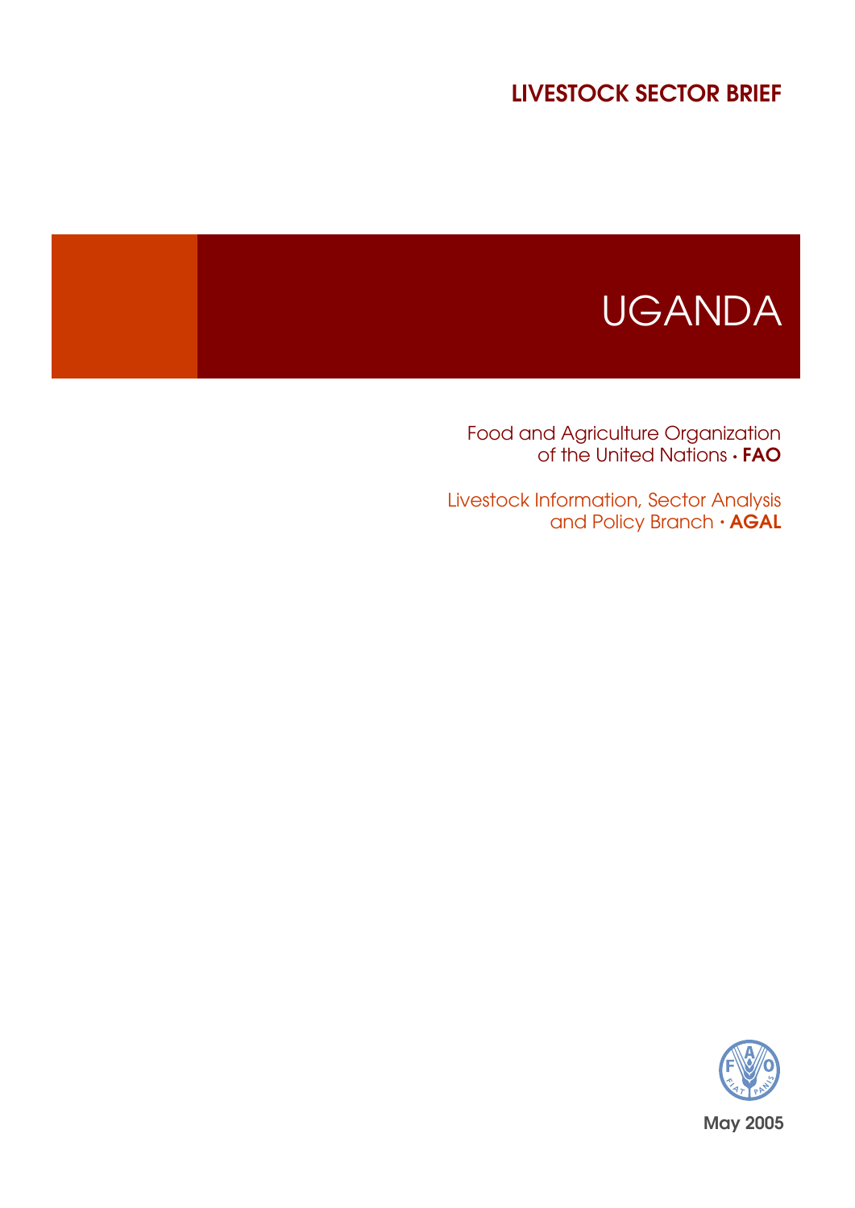LIVESTOCK SECTOR BRIEF

# UGANDA

Food and Agriculture Organization
of the United Nations • **FAO**

Livestock Information, Sector Analysis
and Policy Branch • **AGAL**

May 2005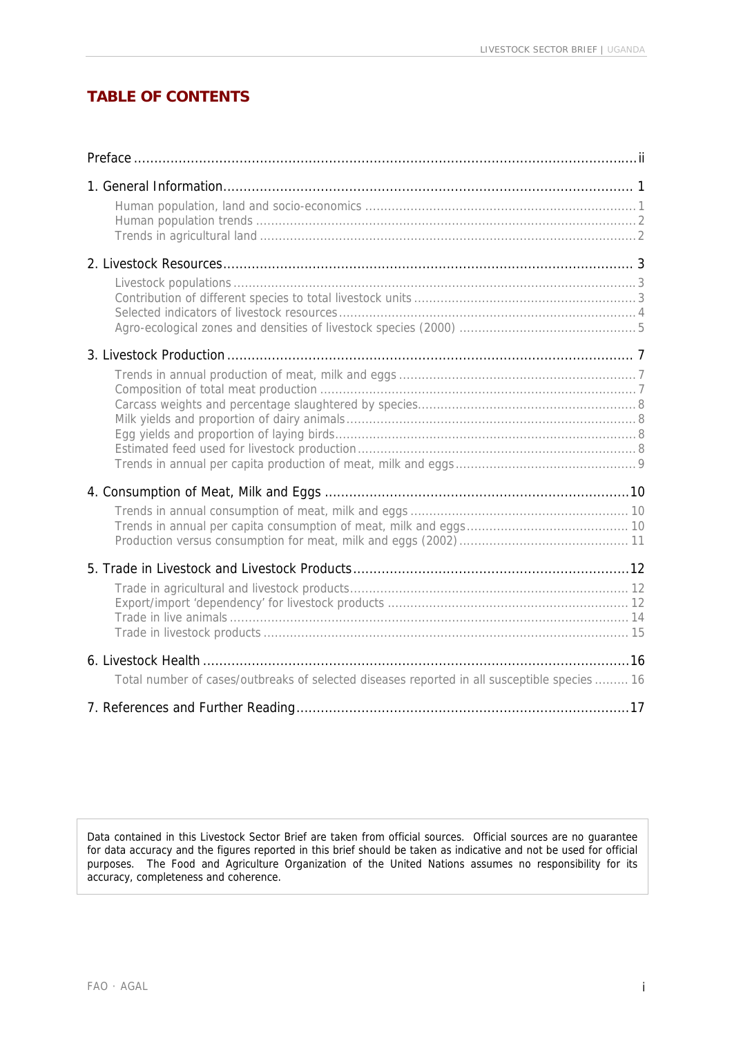# TABLE OF CONTENTS

Preface ............................................................ ii

1. General Information ............................................................ 1
   - Human population, land and socio-economics ............................................................ 1
   - Human population trends ............................................................ 2
   - Trends in agricultural land ............................................................ 2

2. Livestock Resources ............................................................ 3
   - Livestock populations ............................................................ 3
   - Contribution of different species to total livestock units ............................................................ 3
   - Selected indicators of livestock resources ............................................................ 4
   - Agro-ecological zones and densities of livestock species (2000) ............................................................ 5

3. Livestock Production ............................................................ 7
   - Trends in annual production of meat, milk and eggs ............................................................ 7
   - Composition of total meat production ............................................................ 7
   - Carcass weights and percentage slaughtered by species ............................................................ 8
   - Milk yields and proportion of dairy animals ............................................................ 8
   - Egg yields and proportion of laying birds ............................................................ 8
   - Estimated feed used for livestock production ............................................................ 8
   - Trends in annual per capita production of meat, milk and eggs ............................................................ 9

4. Consumption of Meat, Milk and Eggs ............................................................ 10
   - Trends in annual consumption of meat, milk and eggs ............................................................ 10
   - Trends in annual per capita consumption of meat, milk and eggs ............................................................ 10
   - Production versus consumption for meat, milk and eggs (2002) ............................................................ 11

5. Trade in Livestock and Livestock Products ............................................................ 12
   - Trade in agricultural and livestock products ............................................................ 12
   - Export/import 'dependency' for livestock products ............................................................ 12
   - Trade in live animals ............................................................ 14
   - Trade in livestock products ............................................................ 15

6. Livestock Health ............................................................ 16
   - Total number of cases/outbreaks of selected diseases reported in all susceptible species ............................................................ 16

7. References and Further Reading ............................................................ 17

Data contained in this Livestock Sector Brief are taken from official sources. Official sources are no guarantee for data accuracy and the figures reported in this brief should be taken as indicative and not be used for official purposes. The Food and Agriculture Organization of the United Nations assumes no responsibility for its accuracy, completeness and coherence.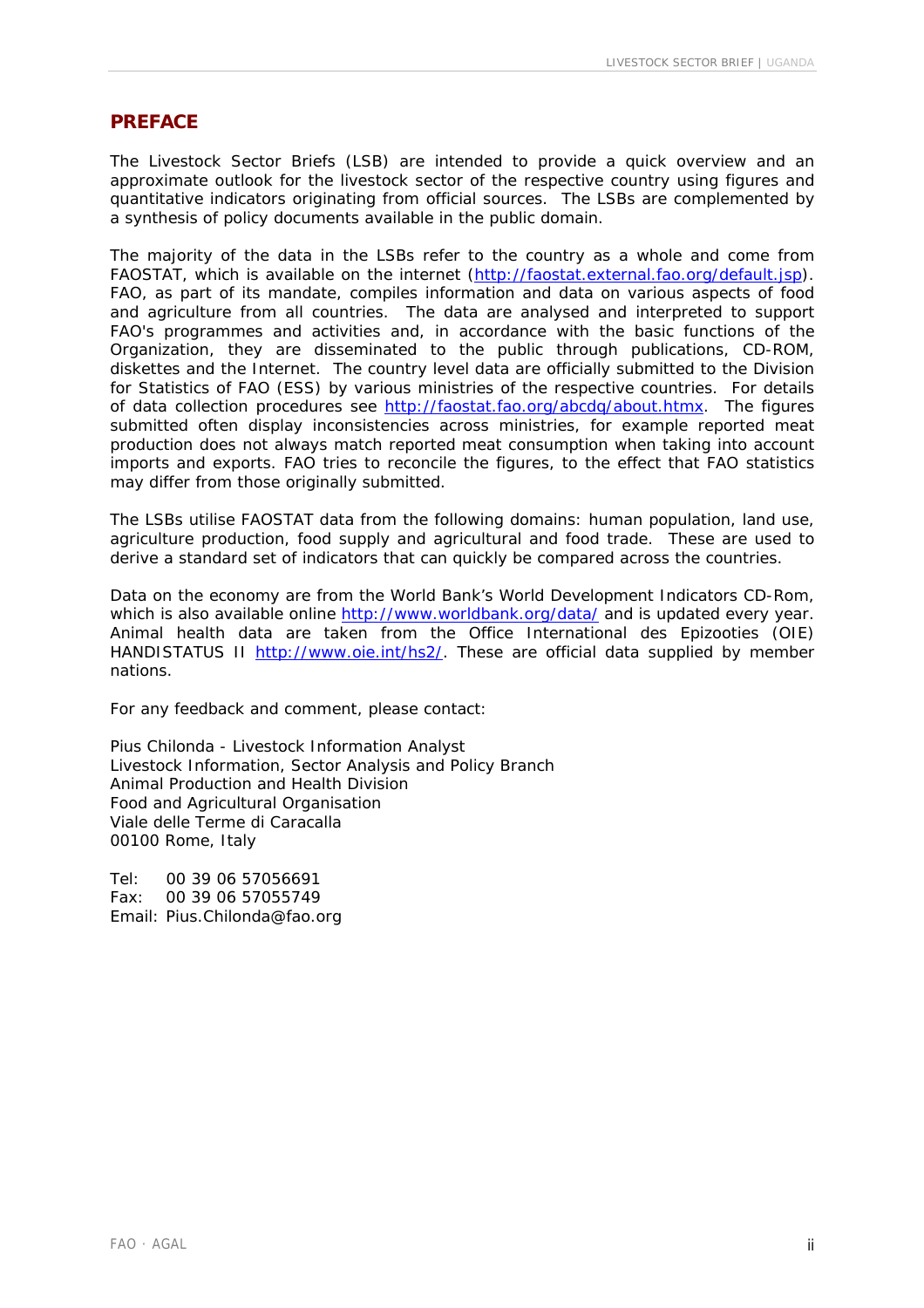## PREFACE

The Livestock Sector Briefs (LSB) are intended to provide a quick overview and an approximate outlook for the livestock sector of the respective country using figures and quantitative indicators originating from official sources. The LSBs are complemented by a synthesis of policy documents available in the public domain.

The majority of the data in the LSBs refer to the country as a whole and come from FAOSTAT, which is available on the internet (http://faostat.external.fao.org/default.jsp). FAO, as part of its mandate, compiles information and data on various aspects of food and agriculture from all countries. The data are analysed and interpreted to support FAO's programmes and activities and, in accordance with the basic functions of the Organization, they are disseminated to the public through publications, CD-ROM, diskettes and the Internet. The country level data are officially submitted to the Division for Statistics of FAO (ESS) by various ministries of the respective countries. For details of data collection procedures see http://faostat.fao.org/abcdq/about.htmx. The figures submitted often display inconsistencies across ministries, for example reported meat production does not always match reported meat consumption when taking into account imports and exports. FAO tries to reconcile the figures, to the effect that FAO statistics may differ from those originally submitted.

The LSBs utilise FAOSTAT data from the following domains: human population, land use, agriculture production, food supply and agricultural and food trade. These are used to derive a standard set of indicators that can quickly be compared across the countries.

Data on the economy are from the World Bank's World Development Indicators CD-Rom, which is also available online http://www.worldbank.org/data/ and is updated every year. Animal health data are taken from the Office International des Epizooties (OIE) HANDISTATUS II http://www.oie.int/hs2/. These are official data supplied by member nations.

For any feedback and comment, please contact:

Pius Chilonda - Livestock Information Analyst
Livestock Information, Sector Analysis and Policy Branch
Animal Production and Health Division
Food and Agricultural Organisation
Viale delle Terme di Caracalla
00100 Rome, Italy

Tel: 00 39 06 57056691
Fax: 00 39 06 57055749
Email: Pius.Chilonda@fao.org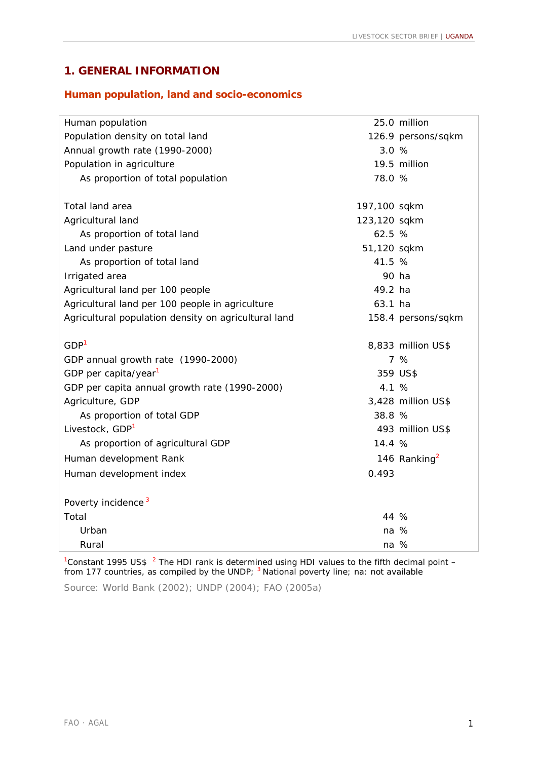# 1. GENERAL INFORMATION

## Human population, land and socio-economics

| | | |
|---|---|---|
| Human population | 25.0 | million |
| Population density on total land | 126.9 | persons/sqkm |
| Annual growth rate (1990-2000) | 3.0 | % |
| Population in agriculture | 19.5 | million |
| As proportion of total population | 78.0 | % |
| | | |
| Total land area | 197,100 | sqkm |
| Agricultural land | 123,120 | sqkm |
| As proportion of total land | 62.5 | % |
| Land under pasture | 51,120 | sqkm |
| As proportion of total land | 41.5 | % |
| Irrigated area | 90 | ha |
| Agricultural land per 100 people | 49.2 | ha |
| Agricultural land per 100 people in agriculture | 63.1 | ha |
| Agricultural population density on agricultural land | 158.4 | persons/sqkm |
| | | |
| GDP[1] | 8,833 | million US$ |
| GDP annual growth rate (1990-2000) | 7 | % |
| GDP per capita/year[1] | 359 | US$ |
| GDP per capita annual growth rate (1990-2000) | 4.1 | % |
| Agriculture, GDP | 3,428 | million US$ |
| As proportion of total GDP | 38.8 | % |
| Livestock, GDP[1] | 493 | million US$ |
| As proportion of agricultural GDP | 14.4 | % |
| Human development Rank | 146 | Ranking[2] |
| Human development index | 0.493 | |
| | | |
| Poverty incidence [3] | | |
| Total | 44 | % |
| Urban | na | % |
| Rural | na | % |

[1]Constant 1995 US$ [2] The HDI rank is determined using HDI values to the fifth decimal point – from 177 countries, as compiled by the UNDP; [3] National poverty line; na: not available

Source: World Bank (2002); UNDP (2004); FAO (2005a)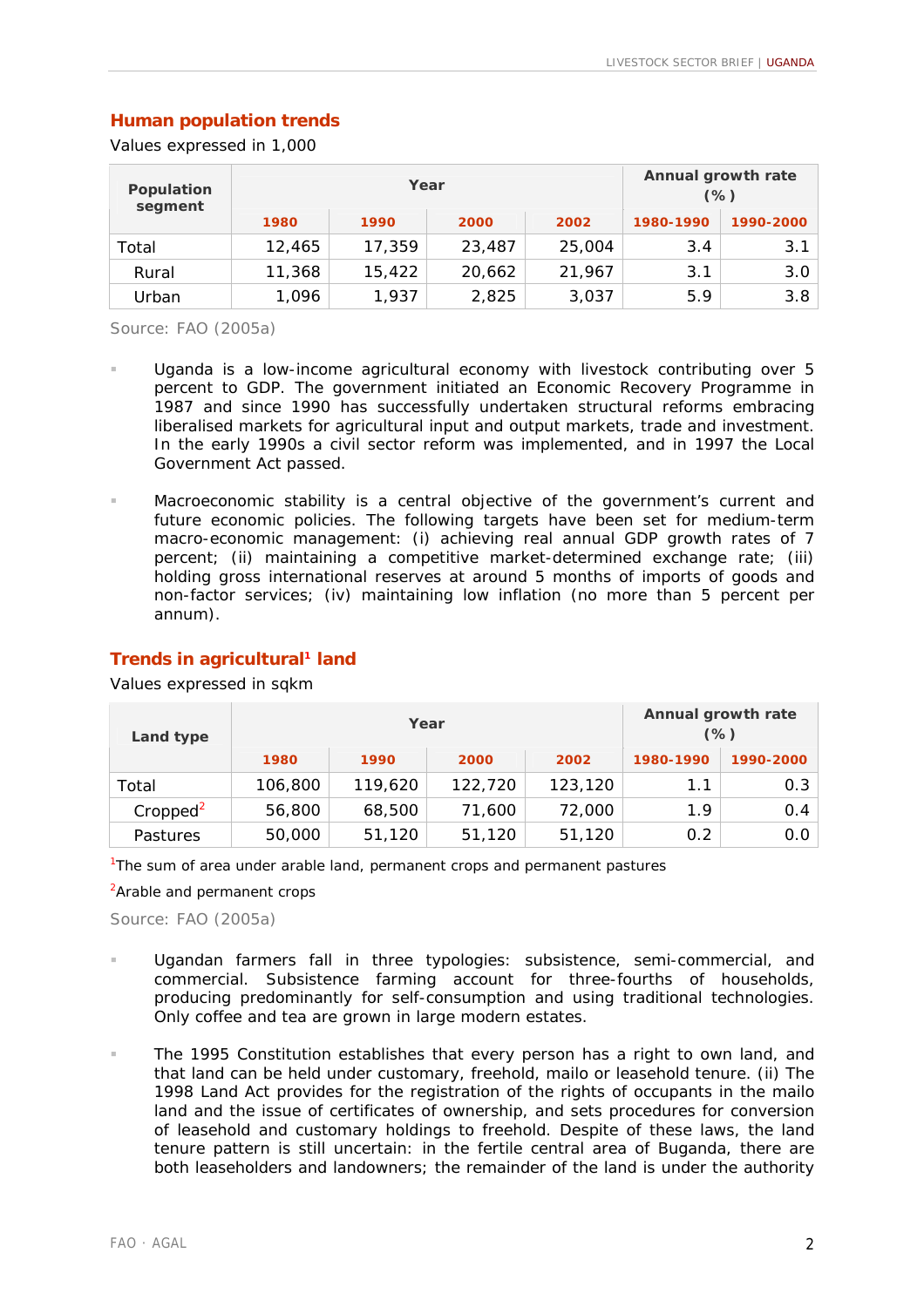## Human population trends

Values expressed in 1,000

| Population segment | Year | | | | Annual growth rate (%) | |
|---|---|---|---|---|---|---|
| | 1980 | 1990 | 2000 | 2002 | 1980-1990 | 1990-2000 |
| Total | 12,465 | 17,359 | 23,487 | 25,004 | 3.4 | 3.1 |
| Rural | 11,368 | 15,422 | 20,662 | 21,967 | 3.1 | 3.0 |
| Urban | 1,096 | 1,937 | 2,825 | 3,037 | 5.9 | 3.8 |

Source: FAO (2005a)

- Uganda is a low-income agricultural economy with livestock contributing over 5 percent to GDP. The government initiated an Economic Recovery Programme in 1987 and since 1990 has successfully undertaken structural reforms embracing liberalised markets for agricultural input and output markets, trade and investment. In the early 1990s a civil sector reform was implemented, and in 1997 the Local Government Act passed.

- Macroeconomic stability is a central objective of the government's current and future economic policies. The following targets have been set for medium-term macro-economic management: (i) achieving real annual GDP growth rates of 7 percent; (ii) maintaining a competitive market-determined exchange rate; (iii) holding gross international reserves at around 5 months of imports of goods and non-factor services; (iv) maintaining low inflation (no more than 5 percent per annum).

## Trends in agricultural[1] land

Values expressed in sqkm

| Land type | Year | | | | Annual growth rate (%) | |
|---|---|---|---|---|---|---|
| | 1980 | 1990 | 2000 | 2002 | 1980-1990 | 1990-2000 |
| Total | 106,800 | 119,620 | 122,720 | 123,120 | 1.1 | 0.3 |
| Cropped[2] | 56,800 | 68,500 | 71,600 | 72,000 | 1.9 | 0.4 |
| Pastures | 50,000 | 51,120 | 51,120 | 51,120 | 0.2 | 0.0 |

[1]The sum of area under arable land, permanent crops and permanent pastures

[2]Arable and permanent crops

Source: FAO (2005a)

- Ugandan farmers fall in three typologies: subsistence, semi-commercial, and commercial. Subsistence farming account for three-fourths of households, producing predominantly for self-consumption and using traditional technologies. Only coffee and tea are grown in large modern estates.

- The 1995 Constitution establishes that every person has a right to own land, and that land can be held under customary, freehold, mailo or leasehold tenure. (ii) The 1998 Land Act provides for the registration of the rights of occupants in the mailo land and the issue of certificates of ownership, and sets procedures for conversion of leasehold and customary holdings to freehold. Despite of these laws, the land tenure pattern is still uncertain: in the fertile central area of Buganda, there are both leaseholders and landowners; the remainder of the land is under the authority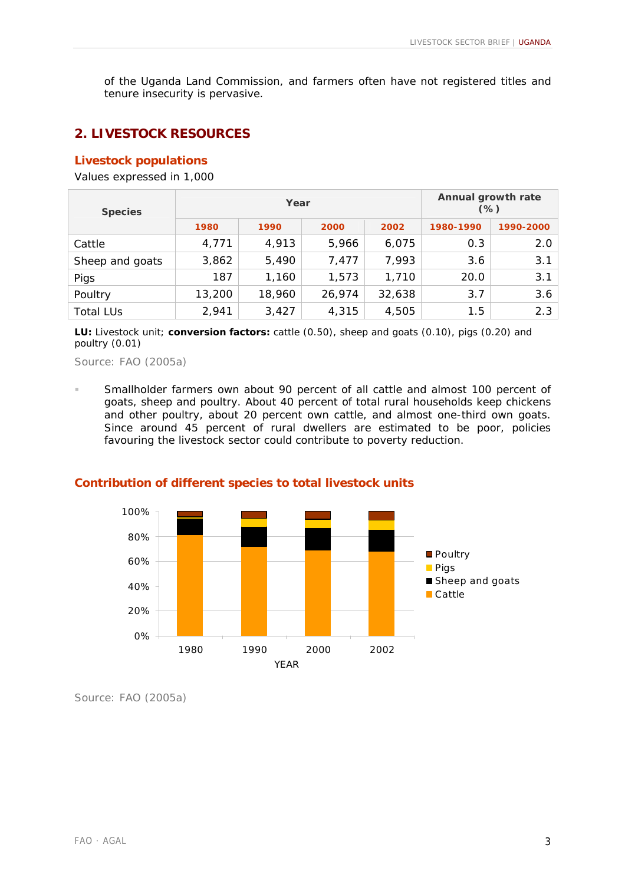of the Uganda Land Commission, and farmers often have not registered titles and tenure insecurity is pervasive.

## 2. LIVESTOCK RESOURCES

### Livestock populations

Values expressed in 1,000

| Species | Year | | | | Annual growth rate (%) | |
|---|---|---|---|---|---|---|
| | 1980 | 1990 | 2000 | 2002 | 1980-1990 | 1990-2000 |
| Cattle | 4,771 | 4,913 | 5,966 | 6,075 | 0.3 | 2.0 |
| Sheep and goats | 3,862 | 5,490 | 7,477 | 7,993 | 3.6 | 3.1 |
| Pigs | 187 | 1,160 | 1,573 | 1,710 | 20.0 | 3.1 |
| Poultry | 13,200 | 18,960 | 26,974 | 32,638 | 3.7 | 3.6 |
| Total LUs | 2,941 | 3,427 | 4,315 | 4,505 | 1.5 | 2.3 |

**LU:** Livestock unit; **conversion factors:** cattle (0.50), sheep and goats (0.10), pigs (0.20) and poultry (0.01)

Source: FAO (2005a)

- Smallholder farmers own about 90 percent of all cattle and almost 100 percent of goats, sheep and poultry. About 40 percent of total rural households keep chickens and other poultry, about 20 percent own cattle, and almost one-third own goats. Since around 45 percent of rural dwellers are estimated to be poor, policies favouring the livestock sector could contribute to poverty reduction.

### Contribution of different species to total livestock units

Source: FAO (2005a)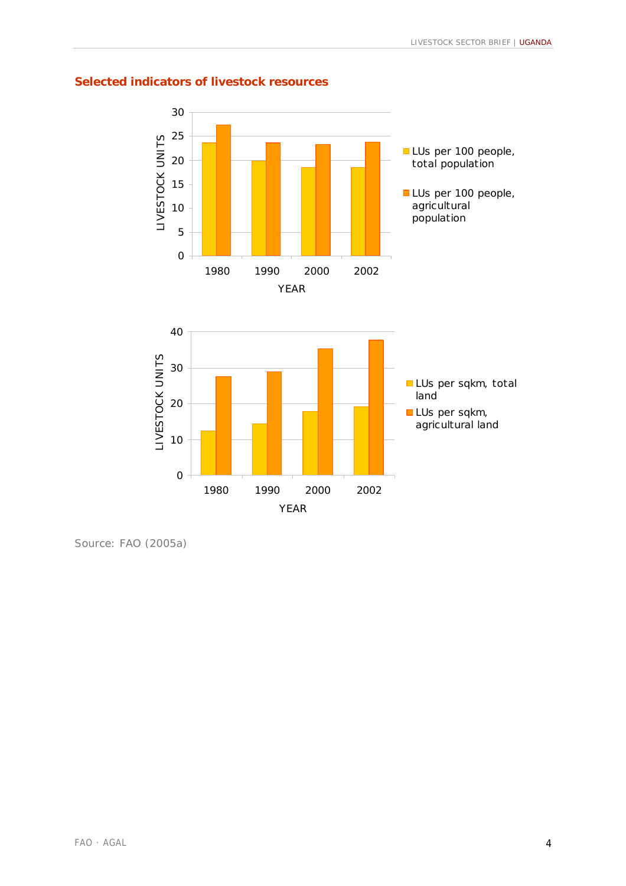### Selected indicators of livestock resources

Source: FAO (2005a)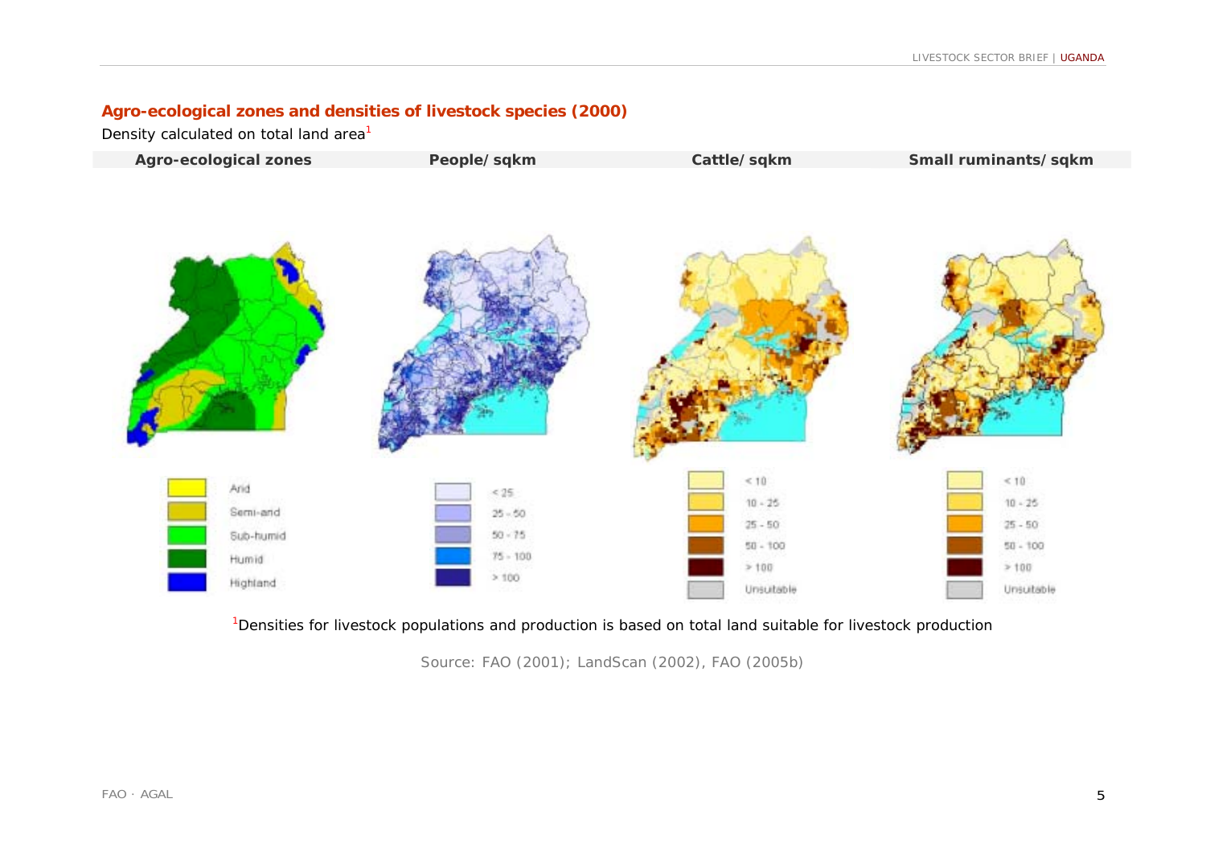## Agro-ecological zones and densities of livestock species (2000)

Density calculated on total land area[1]

| Agro-ecological zones | People/ sqkm | Cattle/ sqkm | Small ruminants/ sqkm |
|---|---|---|---|

| Agro-ecological zones | People/ sqkm | Cattle/ sqkm | Small ruminants/ sqkm |
|---|---|---|---|
| Arid | < 25 | < 10 | < 10 |
| Semi-arid | 25 - 50 | 10 - 25 | 10 - 25 |
| Sub-humid | 50 - 75 | 25 - 50 | 25 - 50 |
| Humid | 75 - 100 | 50 - 100 | 50 - 100 |
| Highland | > 100 | > 100 | > 100 |
| | | Unsuitable | Unsuitable |

[1]Densities for livestock populations and production is based on total land suitable for livestock production

Source: FAO (2001); LandScan (2002), FAO (2005b)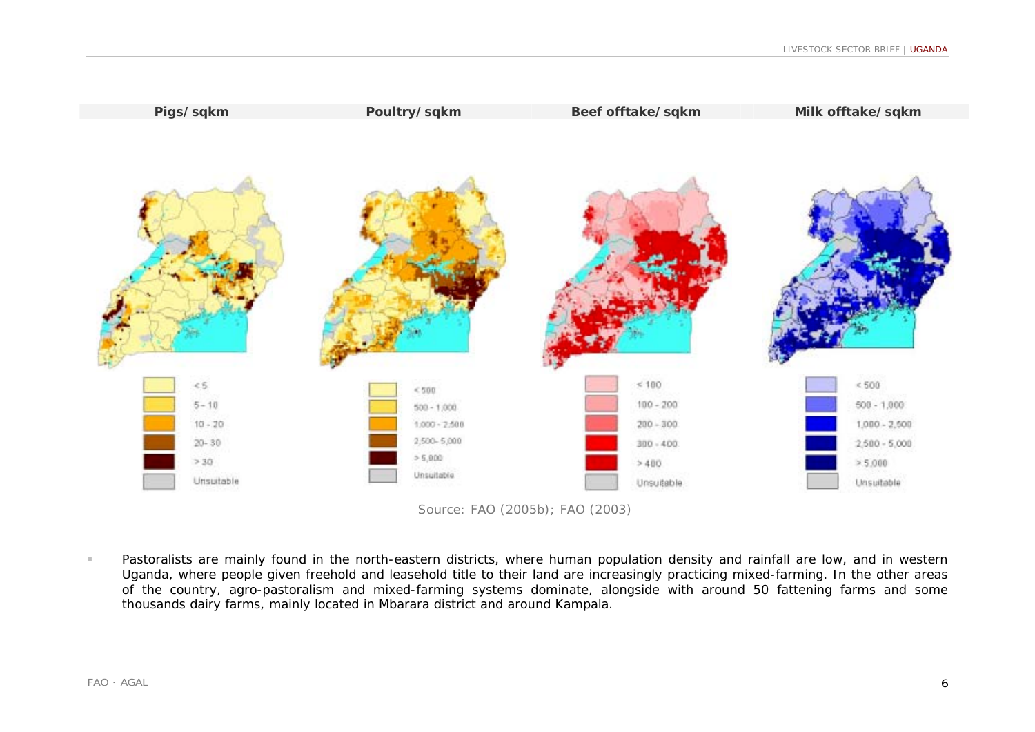| Pigs/sqkm | Poultry/sqkm | Beef offtake/sqkm | Milk offtake/sqkm |
| --- | --- | --- | --- |
| < 5 | < 500 | < 100 | < 500 |
| 5 - 10 | 500 - 1,000 | 100 - 200 | 500 - 1,000 |
| 10 - 20 | 1,000 - 2,500 | 200 - 300 | 1,000 - 2,500 |
| 20- 30 | 2,500- 5,000 | 300 - 400 | 2,500 - 5,000 |
| > 30 | > 5,000 | > 400 | > 5,000 |
| Unsuitable | Unsuitable | Unsuitable | Unsuitable |

Source: FAO (2005b); FAO (2003)

- Pastoralists are mainly found in the north-eastern districts, where human population density and rainfall are low, and in western Uganda, where people given freehold and leasehold title to their land are increasingly practicing mixed-farming. In the other areas of the country, agro-pastoralism and mixed-farming systems dominate, alongside with around 50 fattening farms and some thousands dairy farms, mainly located in Mbarara district and around Kampala.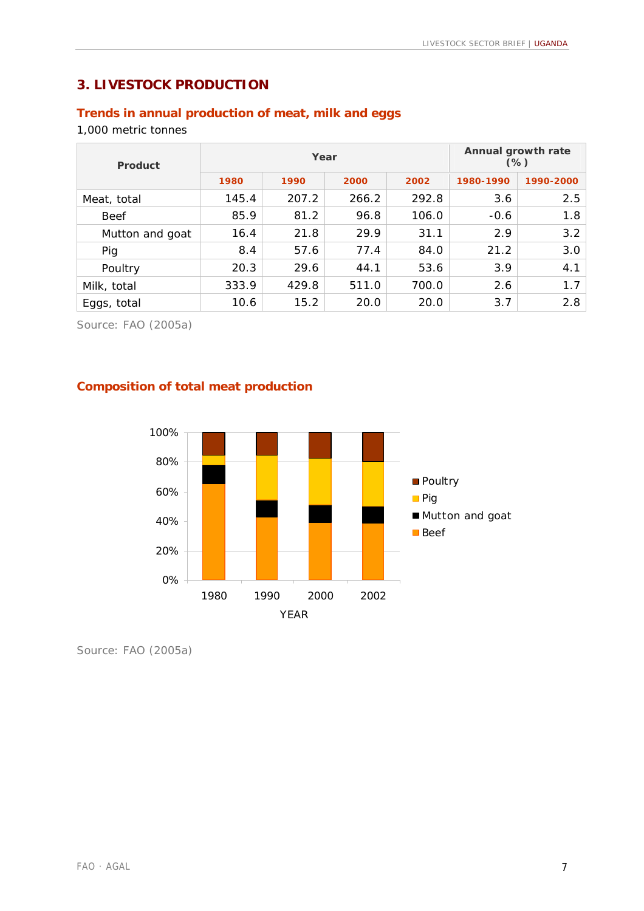## 3. LIVESTOCK PRODUCTION

### Trends in annual production of meat, milk and eggs

1,000 metric tonnes

| Product | Year | | | | Annual growth rate (%) | |
|---|---|---|---|---|---|---|
| | 1980 | 1990 | 2000 | 2002 | 1980-1990 | 1990-2000 |
| Meat, total | 145.4 | 207.2 | 266.2 | 292.8 | 3.6 | 2.5 |
| Beef | 85.9 | 81.2 | 96.8 | 106.0 | -0.6 | 1.8 |
| Mutton and goat | 16.4 | 21.8 | 29.9 | 31.1 | 2.9 | 3.2 |
| Pig | 8.4 | 57.6 | 77.4 | 84.0 | 21.2 | 3.0 |
| Poultry | 20.3 | 29.6 | 44.1 | 53.6 | 3.9 | 4.1 |
| Milk, total | 333.9 | 429.8 | 511.0 | 700.0 | 2.6 | 1.7 |
| Eggs, total | 10.6 | 15.2 | 20.0 | 20.0 | 3.7 | 2.8 |

Source: FAO (2005a)

### Composition of total meat production

Source: FAO (2005a)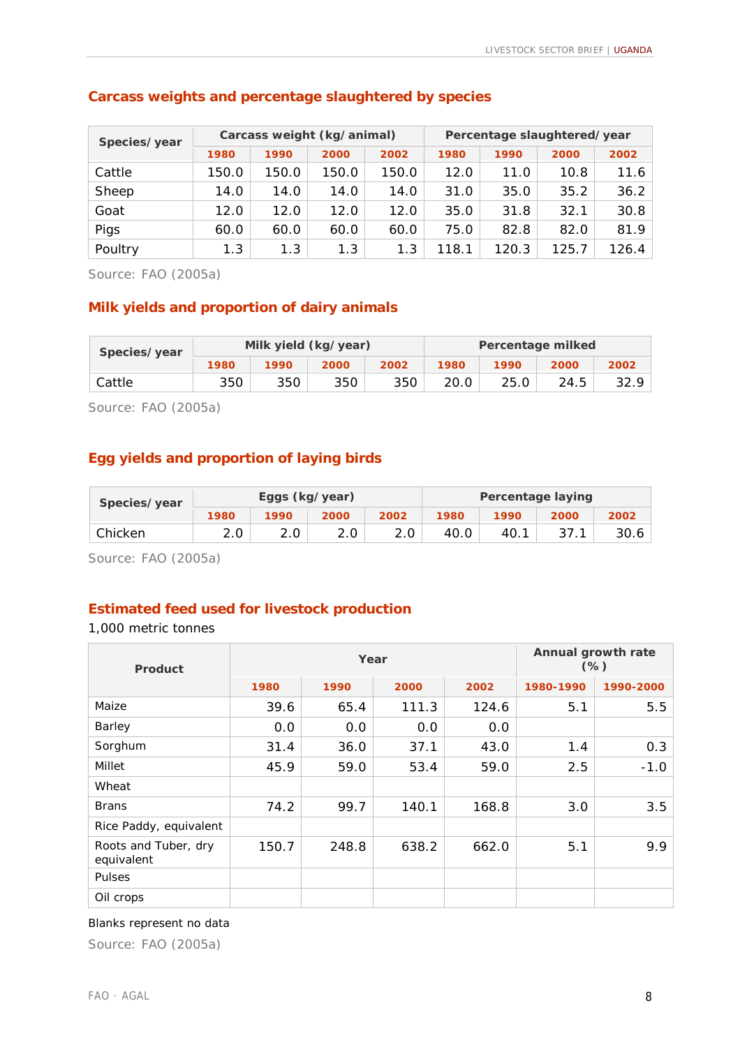## Carcass weights and percentage slaughtered by species

| Species/ year | Carcass weight (kg/ animal) | | | | Percentage slaughtered/ year | | | |
|---|---|---|---|---|---|---|---|---|
| | 1980 | 1990 | 2000 | 2002 | 1980 | 1990 | 2000 | 2002 |
| Cattle | 150.0 | 150.0 | 150.0 | 150.0 | 12.0 | 11.0 | 10.8 | 11.6 |
| Sheep | 14.0 | 14.0 | 14.0 | 14.0 | 31.0 | 35.0 | 35.2 | 36.2 |
| Goat | 12.0 | 12.0 | 12.0 | 12.0 | 35.0 | 31.8 | 32.1 | 30.8 |
| Pigs | 60.0 | 60.0 | 60.0 | 60.0 | 75.0 | 82.8 | 82.0 | 81.9 |
| Poultry | 1.3 | 1.3 | 1.3 | 1.3 | 118.1 | 120.3 | 125.7 | 126.4 |

Source: FAO (2005a)

## Milk yields and proportion of dairy animals

| Species/ year | Milk yield (kg/ year) | | | | Percentage milked | | | |
|---|---|---|---|---|---|---|---|---|
| | 1980 | 1990 | 2000 | 2002 | 1980 | 1990 | 2000 | 2002 |
| Cattle | 350 | 350 | 350 | 350 | 20.0 | 25.0 | 24.5 | 32.9 |

Source: FAO (2005a)

## Egg yields and proportion of laying birds

| Species/ year | Eggs (kg/ year) | | | | Percentage laying | | | |
|---|---|---|---|---|---|---|---|---|
| | 1980 | 1990 | 2000 | 2002 | 1980 | 1990 | 2000 | 2002 |
| Chicken | 2.0 | 2.0 | 2.0 | 2.0 | 40.0 | 40.1 | 37.1 | 30.6 |

Source: FAO (2005a)

## Estimated feed used for livestock production

1,000 metric tonnes

| Product | Year | | | | Annual growth rate (%) | |
|---|---|---|---|---|---|---|
| | 1980 | 1990 | 2000 | 2002 | 1980-1990 | 1990-2000 |
| Maize | 39.6 | 65.4 | 111.3 | 124.6 | 5.1 | 5.5 |
| Barley | 0.0 | 0.0 | 0.0 | 0.0 | | |
| Sorghum | 31.4 | 36.0 | 37.1 | 43.0 | 1.4 | 0.3 |
| Millet | 45.9 | 59.0 | 53.4 | 59.0 | 2.5 | -1.0 |
| Wheat | | | | | | |
| Brans | 74.2 | 99.7 | 140.1 | 168.8 | 3.0 | 3.5 |
| Rice Paddy, equivalent | | | | | | |
| Roots and Tuber, dry equivalent | 150.7 | 248.8 | 638.2 | 662.0 | 5.1 | 9.9 |
| Pulses | | | | | | |
| Oil crops | | | | | | |

Blanks represent no data

Source: FAO (2005a)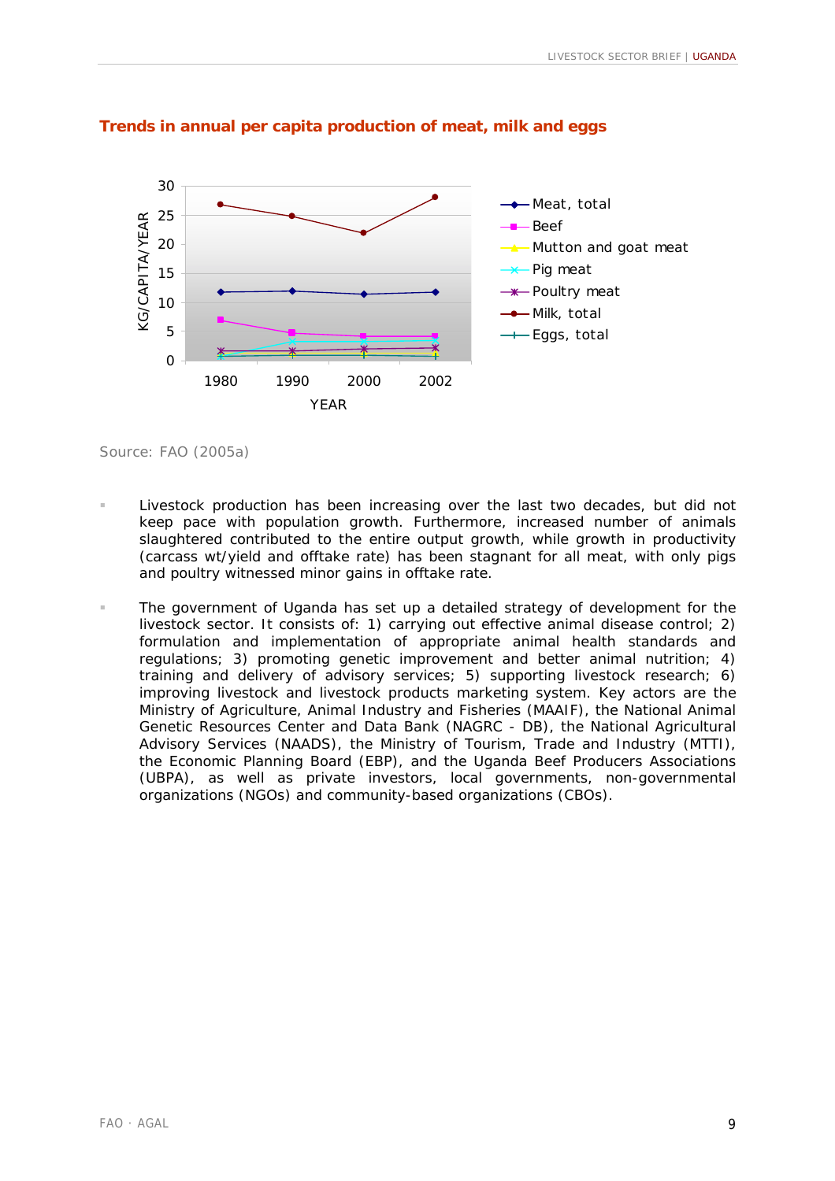### Trends in annual per capita production of meat, milk and eggs

Source: FAO (2005a)

- Livestock production has been increasing over the last two decades, but did not keep pace with population growth. Furthermore, increased number of animals slaughtered contributed to the entire output growth, while growth in productivity (carcass wt/yield and offtake rate) has been stagnant for all meat, with only pigs and poultry witnessed minor gains in offtake rate.

- The government of Uganda has set up a detailed strategy of development for the livestock sector. It consists of: 1) carrying out effective animal disease control; 2) formulation and implementation of appropriate animal health standards and regulations; 3) promoting genetic improvement and better animal nutrition; 4) training and delivery of advisory services; 5) supporting livestock research; 6) improving livestock and livestock products marketing system. Key actors are the Ministry of Agriculture, Animal Industry and Fisheries (MAAIF), the National Animal Genetic Resources Center and Data Bank (NAGRC - DB), the National Agricultural Advisory Services (NAADS), the Ministry of Tourism, Trade and Industry (MTTI), the Economic Planning Board (EBP), and the Uganda Beef Producers Associations (UBPA), as well as private investors, local governments, non-governmental organizations (NGOs) and community-based organizations (CBOs).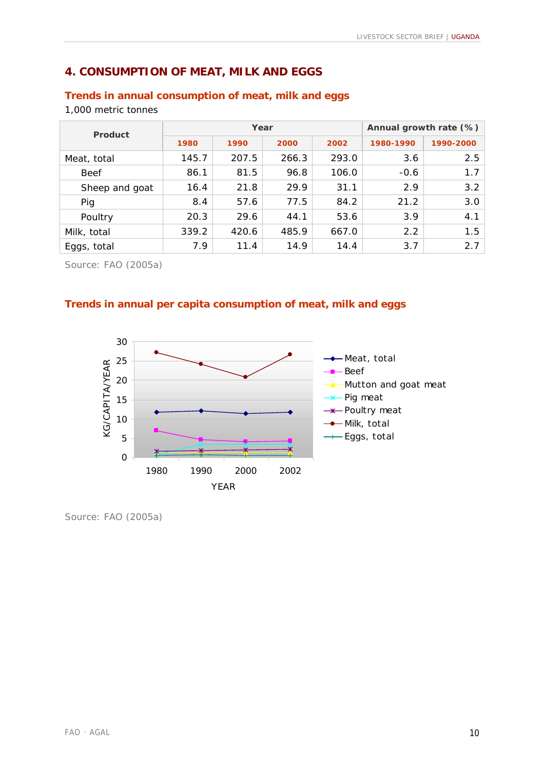## 4. CONSUMPTION OF MEAT, MILK AND EGGS

### Trends in annual consumption of meat, milk and eggs

1,000 metric tonnes

| Product | Year | | | | Annual growth rate (%) | |
|---|---|---|---|---|---|---|
| | 1980 | 1990 | 2000 | 2002 | 1980-1990 | 1990-2000 |
| Meat, total | 145.7 | 207.5 | 266.3 | 293.0 | 3.6 | 2.5 |
| Beef | 86.1 | 81.5 | 96.8 | 106.0 | -0.6 | 1.7 |
| Sheep and goat | 16.4 | 21.8 | 29.9 | 31.1 | 2.9 | 3.2 |
| Pig | 8.4 | 57.6 | 77.5 | 84.2 | 21.2 | 3.0 |
| Poultry | 20.3 | 29.6 | 44.1 | 53.6 | 3.9 | 4.1 |
| Milk, total | 339.2 | 420.6 | 485.9 | 667.0 | 2.2 | 1.5 |
| Eggs, total | 7.9 | 11.4 | 14.9 | 14.4 | 3.7 | 2.7 |

Source: FAO (2005a)

### Trends in annual per capita consumption of meat, milk and eggs

Source: FAO (2005a)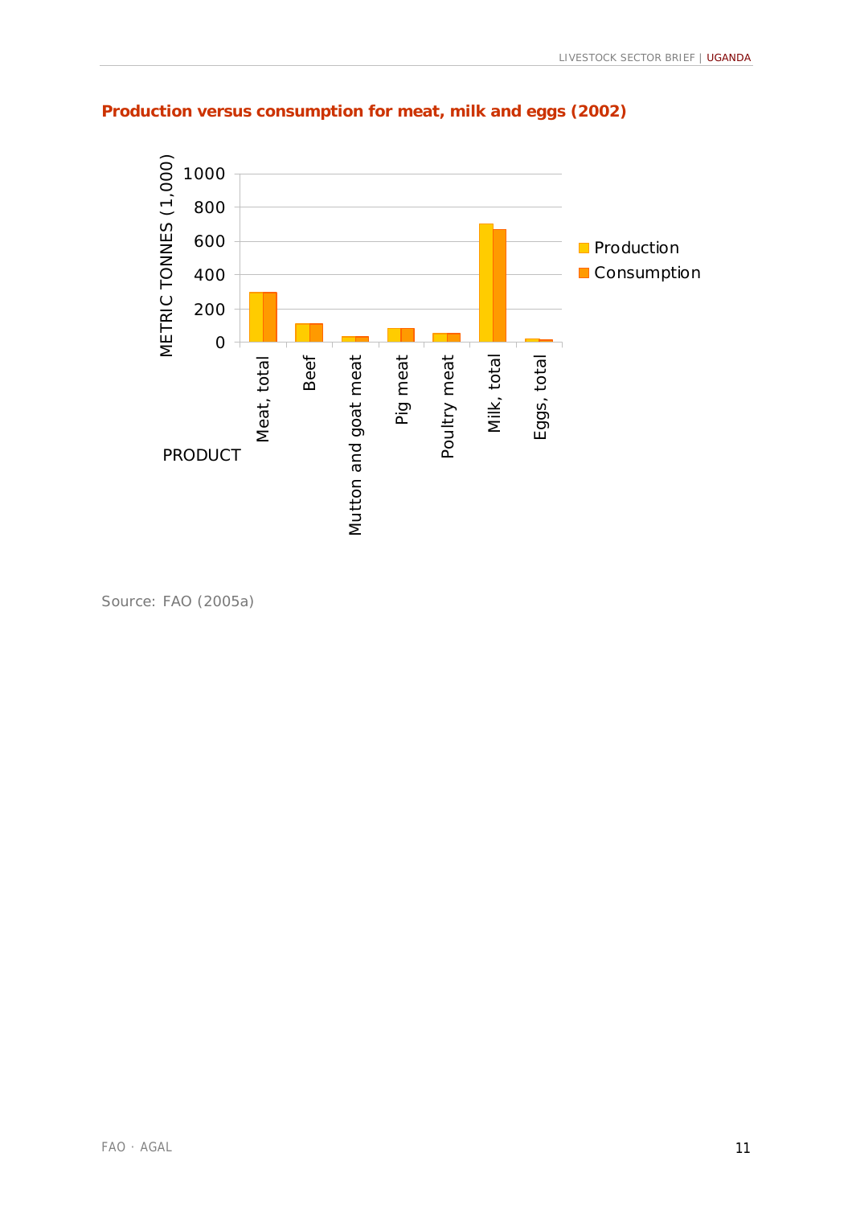**Production versus consumption for meat, milk and eggs (2002)**

Source: FAO (2005a)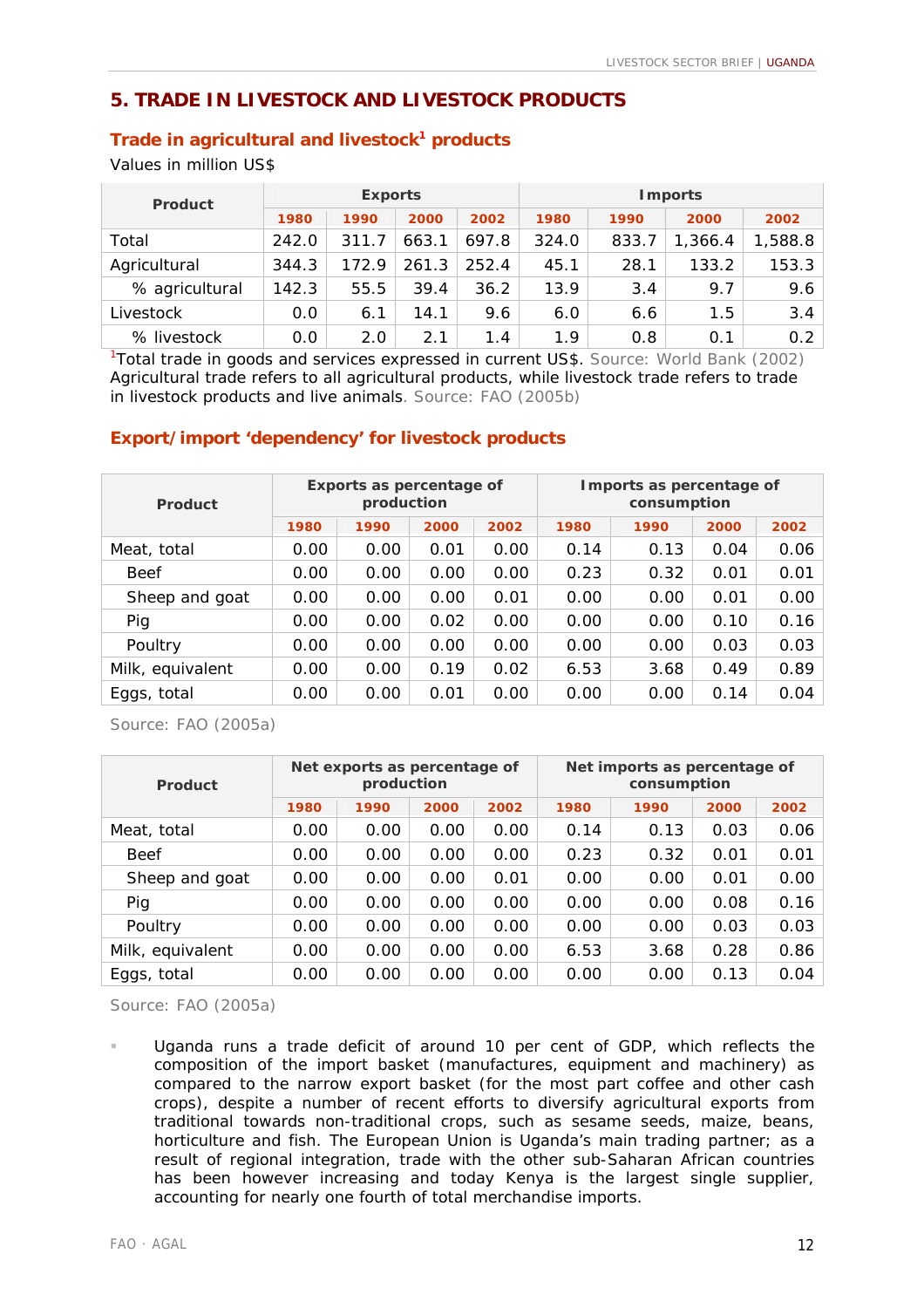## 5. TRADE IN LIVESTOCK AND LIVESTOCK PRODUCTS

### Trade in agricultural and livestock[1] products

Values in million US$

| Product | Exports | | | | Imports | | | |
|---|---|---|---|---|---|---|---|---|
| | 1980 | 1990 | 2000 | 2002 | 1980 | 1990 | 2000 | 2002 |
| Total | 242.0 | 311.7 | 663.1 | 697.8 | 324.0 | 833.7 | 1,366.4 | 1,588.8 |
| Agricultural | 344.3 | 172.9 | 261.3 | 252.4 | 45.1 | 28.1 | 133.2 | 153.3 |
| % agricultural | 142.3 | 55.5 | 39.4 | 36.2 | 13.9 | 3.4 | 9.7 | 9.6 |
| Livestock | 0.0 | 6.1 | 14.1 | 9.6 | 6.0 | 6.6 | 1.5 | 3.4 |
| % livestock | 0.0 | 2.0 | 2.1 | 1.4 | 1.9 | 0.8 | 0.1 | 0.2 |

[1]Total trade in goods and services expressed in current US$. Source: World Bank (2002)
Agricultural trade refers to all agricultural products, while livestock trade refers to trade in livestock products and live animals. Source: FAO (2005b)

### Export/import 'dependency' for livestock products

| Product | Exports as percentage of production | | | | Imports as percentage of consumption | | | |
|---|---|---|---|---|---|---|---|---|
| | 1980 | 1990 | 2000 | 2002 | 1980 | 1990 | 2000 | 2002 |
| Meat, total | 0.00 | 0.00 | 0.01 | 0.00 | 0.14 | 0.13 | 0.04 | 0.06 |
| Beef | 0.00 | 0.00 | 0.00 | 0.00 | 0.23 | 0.32 | 0.01 | 0.01 |
| Sheep and goat | 0.00 | 0.00 | 0.00 | 0.01 | 0.00 | 0.00 | 0.01 | 0.00 |
| Pig | 0.00 | 0.00 | 0.02 | 0.00 | 0.00 | 0.00 | 0.10 | 0.16 |
| Poultry | 0.00 | 0.00 | 0.00 | 0.00 | 0.00 | 0.00 | 0.03 | 0.03 |
| Milk, equivalent | 0.00 | 0.00 | 0.19 | 0.02 | 6.53 | 3.68 | 0.49 | 0.89 |
| Eggs, total | 0.00 | 0.00 | 0.01 | 0.00 | 0.00 | 0.00 | 0.14 | 0.04 |

Source: FAO (2005a)

| Product | Net exports as percentage of production | | | | Net imports as percentage of consumption | | | |
|---|---|---|---|---|---|---|---|---|
| | 1980 | 1990 | 2000 | 2002 | 1980 | 1990 | 2000 | 2002 |
| Meat, total | 0.00 | 0.00 | 0.00 | 0.00 | 0.14 | 0.13 | 0.03 | 0.06 |
| Beef | 0.00 | 0.00 | 0.00 | 0.00 | 0.23 | 0.32 | 0.01 | 0.01 |
| Sheep and goat | 0.00 | 0.00 | 0.00 | 0.01 | 0.00 | 0.00 | 0.01 | 0.00 |
| Pig | 0.00 | 0.00 | 0.00 | 0.00 | 0.00 | 0.00 | 0.08 | 0.16 |
| Poultry | 0.00 | 0.00 | 0.00 | 0.00 | 0.00 | 0.00 | 0.03 | 0.03 |
| Milk, equivalent | 0.00 | 0.00 | 0.00 | 0.00 | 6.53 | 3.68 | 0.28 | 0.86 |
| Eggs, total | 0.00 | 0.00 | 0.00 | 0.00 | 0.00 | 0.00 | 0.13 | 0.04 |

Source: FAO (2005a)

- Uganda runs a trade deficit of around 10 per cent of GDP, which reflects the composition of the import basket (manufactures, equipment and machinery) as compared to the narrow export basket (for the most part coffee and other cash crops), despite a number of recent efforts to diversify agricultural exports from traditional towards non-traditional crops, such as sesame seeds, maize, beans, horticulture and fish. The European Union is Uganda's main trading partner; as a result of regional integration, trade with the other sub-Saharan African countries has been however increasing and today Kenya is the largest single supplier, accounting for nearly one fourth of total merchandise imports.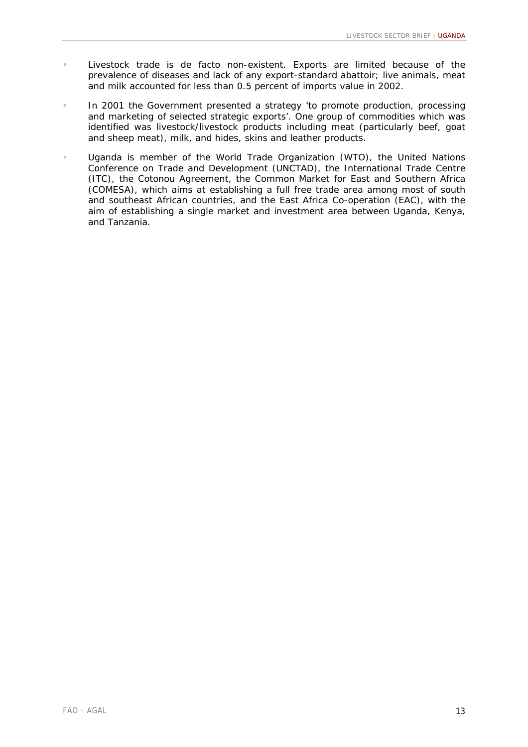- Livestock trade is de facto non-existent. Exports are limited because of the prevalence of diseases and lack of any export-standard abattoir; live animals, meat and milk accounted for less than 0.5 percent of imports value in 2002.
- In 2001 the Government presented a strategy 'to promote production, processing and marketing of selected strategic exports'. One group of commodities which was identified was livestock/livestock products including meat (particularly beef, goat and sheep meat), milk, and hides, skins and leather products.
- Uganda is member of the World Trade Organization (WTO), the United Nations Conference on Trade and Development (UNCTAD), the International Trade Centre (ITC), the Cotonou Agreement, the Common Market for East and Southern Africa (COMESA), which aims at establishing a full free trade area among most of south and southeast African countries, and the East Africa Co-operation (EAC), with the aim of establishing a single market and investment area between Uganda, Kenya, and Tanzania.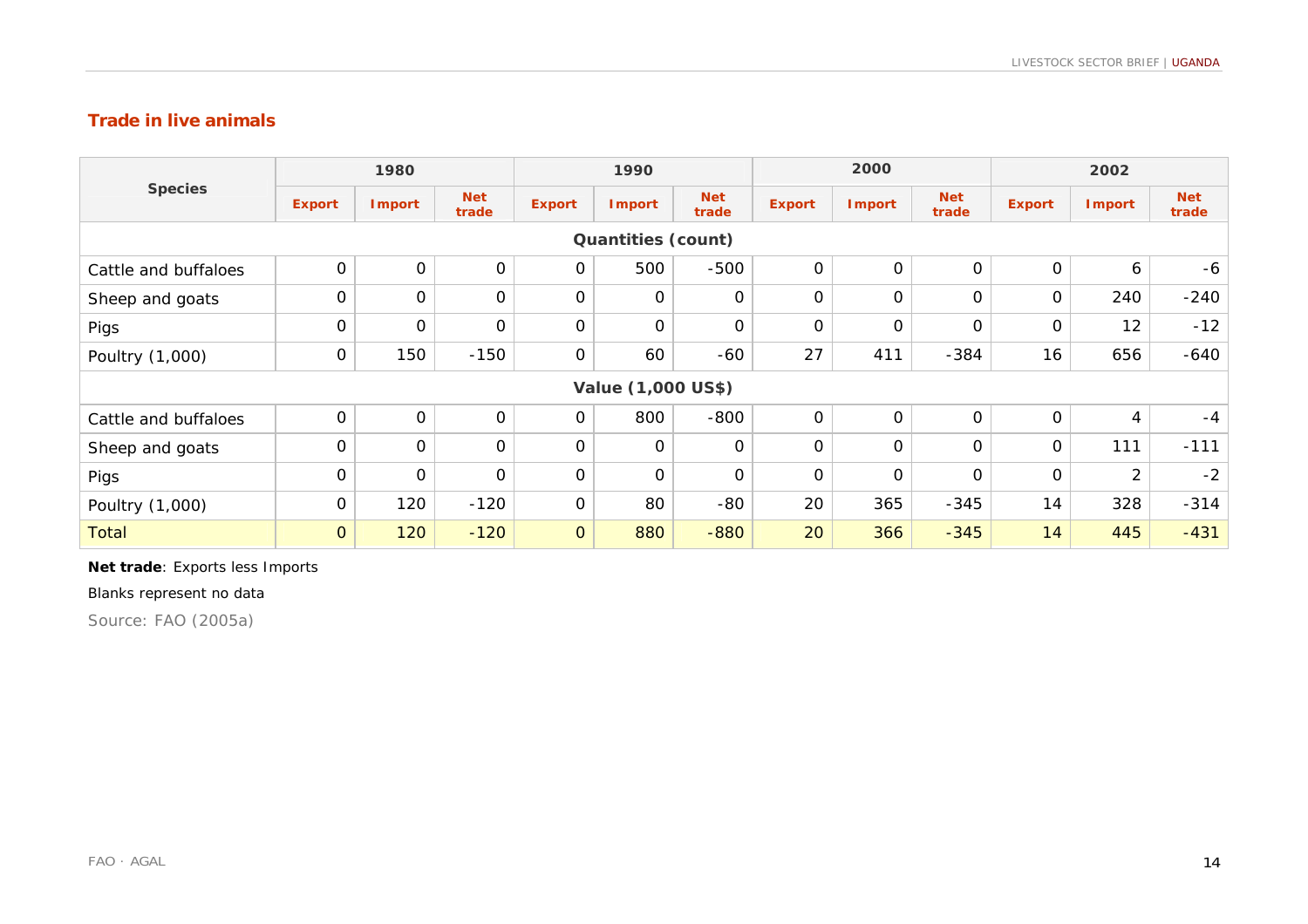## Trade in live animals

| Species | 1980 | | | 1990 | | | 2000 | | | 2002 | | |
|---|---|---|---|---|---|---|---|---|---|---|---|---|
| | Export | Import | Net trade | Export | Import | Net trade | Export | Import | Net trade | Export | Import | Net trade |
| **Quantities (count)** | | | | | | | | | | | | |
| Cattle and buffaloes | 0 | 0 | 0 | 0 | 500 | -500 | 0 | 0 | 0 | 0 | 6 | -6 |
| Sheep and goats | 0 | 0 | 0 | 0 | 0 | 0 | 0 | 0 | 0 | 0 | 240 | -240 |
| Pigs | 0 | 0 | 0 | 0 | 0 | 0 | 0 | 0 | 0 | 0 | 12 | -12 |
| Poultry (1,000) | 0 | 150 | -150 | 0 | 60 | -60 | 27 | 411 | -384 | 16 | 656 | -640 |
| **Value (1,000 US$)** | | | | | | | | | | | | |
| Cattle and buffaloes | 0 | 0 | 0 | 0 | 800 | -800 | 0 | 0 | 0 | 0 | 4 | -4 |
| Sheep and goats | 0 | 0 | 0 | 0 | 0 | 0 | 0 | 0 | 0 | 0 | 111 | -111 |
| Pigs | 0 | 0 | 0 | 0 | 0 | 0 | 0 | 0 | 0 | 0 | 2 | -2 |
| Poultry (1,000) | 0 | 120 | -120 | 0 | 80 | -80 | 20 | 365 | -345 | 14 | 328 | -314 |
| Total | 0 | 120 | -120 | 0 | 880 | -880 | 20 | 366 | -345 | 14 | 445 | -431 |

**Net trade**: Exports less Imports

Blanks represent no data

Source: FAO (2005a)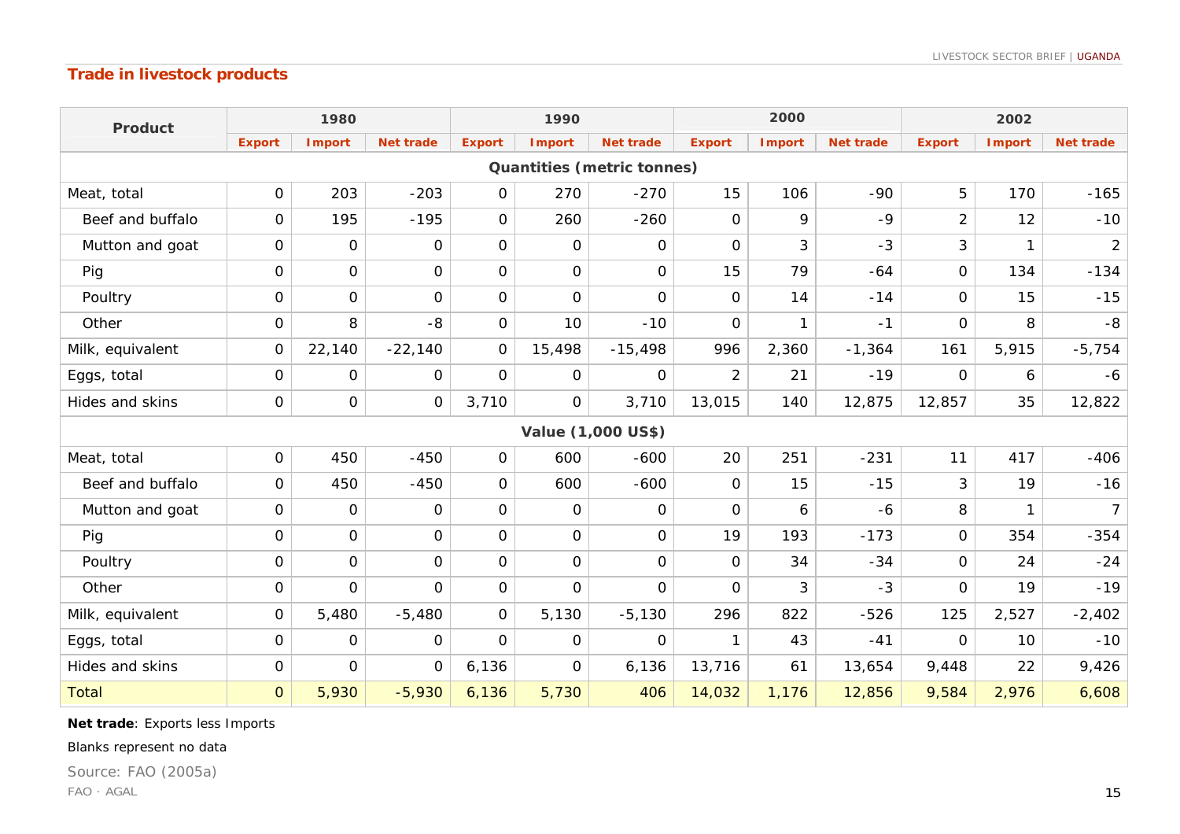## Trade in livestock products

| Product | 1980 | | | 1990 | | | 2000 | | | 2002 | | |
|---|---|---|---|---|---|---|---|---|---|---|---|---|
| | Export | Import | Net trade | Export | Import | Net trade | Export | Import | Net trade | Export | Import | Net trade |
| **Quantities (metric tonnes)** | | | | | | | | | | | | |
| Meat, total | 0 | 203 | -203 | 0 | 270 | -270 | 15 | 106 | -90 | 5 | 170 | -165 |
| Beef and buffalo | 0 | 195 | -195 | 0 | 260 | -260 | 0 | 9 | -9 | 2 | 12 | -10 |
| Mutton and goat | 0 | 0 | 0 | 0 | 0 | 0 | 0 | 3 | -3 | 3 | 1 | 2 |
| Pig | 0 | 0 | 0 | 0 | 0 | 0 | 15 | 79 | -64 | 0 | 134 | -134 |
| Poultry | 0 | 0 | 0 | 0 | 0 | 0 | 0 | 14 | -14 | 0 | 15 | -15 |
| Other | 0 | 8 | -8 | 0 | 10 | -10 | 0 | 1 | -1 | 0 | 8 | -8 |
| Milk, equivalent | 0 | 22,140 | -22,140 | 0 | 15,498 | -15,498 | 996 | 2,360 | -1,364 | 161 | 5,915 | -5,754 |
| Eggs, total | 0 | 0 | 0 | 0 | 0 | 0 | 2 | 21 | -19 | 0 | 6 | -6 |
| Hides and skins | 0 | 0 | 0 | 3,710 | 0 | 3,710 | 13,015 | 140 | 12,875 | 12,857 | 35 | 12,822 |
| **Value (1,000 US$)** | | | | | | | | | | | | |
| Meat, total | 0 | 450 | -450 | 0 | 600 | -600 | 20 | 251 | -231 | 11 | 417 | -406 |
| Beef and buffalo | 0 | 450 | -450 | 0 | 600 | -600 | 0 | 15 | -15 | 3 | 19 | -16 |
| Mutton and goat | 0 | 0 | 0 | 0 | 0 | 0 | 0 | 6 | -6 | 8 | 1 | 7 |
| Pig | 0 | 0 | 0 | 0 | 0 | 0 | 19 | 193 | -173 | 0 | 354 | -354 |
| Poultry | 0 | 0 | 0 | 0 | 0 | 0 | 0 | 34 | -34 | 0 | 24 | -24 |
| Other | 0 | 0 | 0 | 0 | 0 | 0 | 0 | 3 | -3 | 0 | 19 | -19 |
| Milk, equivalent | 0 | 5,480 | -5,480 | 0 | 5,130 | -5,130 | 296 | 822 | -526 | 125 | 2,527 | -2,402 |
| Eggs, total | 0 | 0 | 0 | 0 | 0 | 0 | 1 | 43 | -41 | 0 | 10 | -10 |
| Hides and skins | 0 | 0 | 0 | 6,136 | 0 | 6,136 | 13,716 | 61 | 13,654 | 9,448 | 22 | 9,426 |
| Total | 0 | 5,930 | -5,930 | 6,136 | 5,730 | 406 | 14,032 | 1,176 | 12,856 | 9,584 | 2,976 | 6,608 |

**Net trade**: Exports less Imports

Blanks represent no data

Source: FAO (2005a)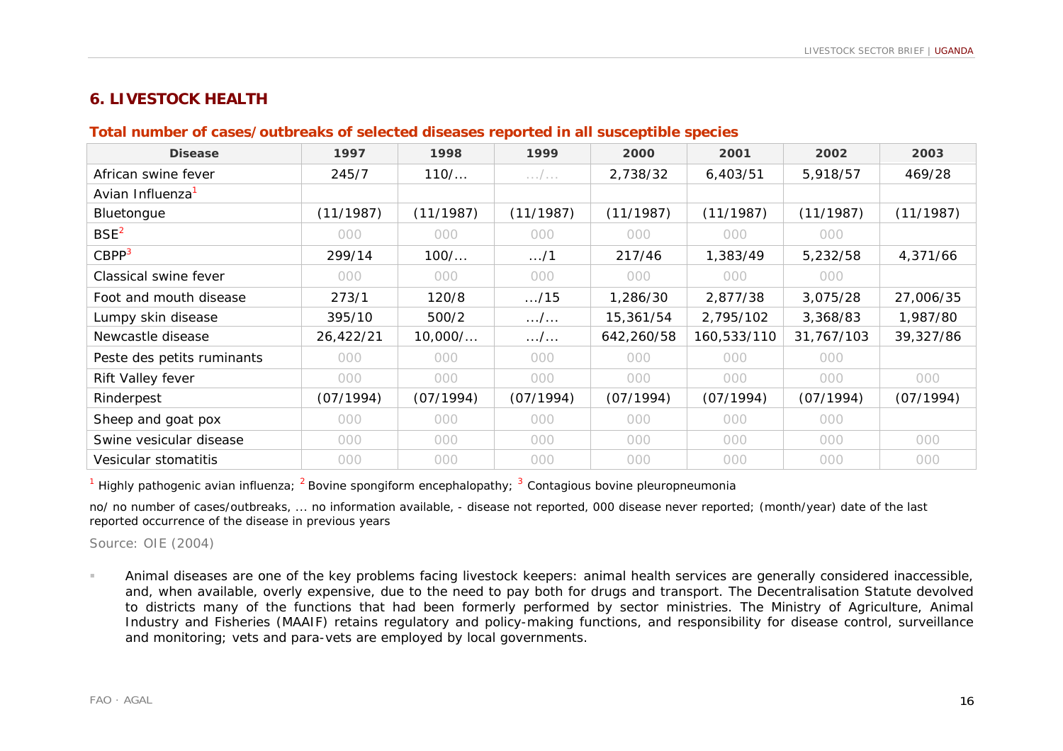## 6. LIVESTOCK HEALTH

### Total number of cases/outbreaks of selected diseases reported in all susceptible species

| Disease | 1997 | 1998 | 1999 | 2000 | 2001 | 2002 | 2003 |
|---|---|---|---|---|---|---|---|
| African swine fever | 245/7 | 110/... | .../... | 2,738/32 | 6,403/51 | 5,918/57 | 469/28 |
| Avian Influenza[1] | | | | | | | |
| Bluetongue | (11/1987) | (11/1987) | (11/1987) | (11/1987) | (11/1987) | (11/1987) | (11/1987) |
| BSE[2] | 000 | 000 | 000 | 000 | 000 | 000 | |
| CBPP[3] | 299/14 | 100/... | .../1 | 217/46 | 1,383/49 | 5,232/58 | 4,371/66 |
| Classical swine fever | 000 | 000 | 000 | 000 | 000 | 000 | |
| Foot and mouth disease | 273/1 | 120/8 | .../15 | 1,286/30 | 2,877/38 | 3,075/28 | 27,006/35 |
| Lumpy skin disease | 395/10 | 500/2 | .../... | 15,361/54 | 2,795/102 | 3,368/83 | 1,987/80 |
| Newcastle disease | 26,422/21 | 10,000/... | .../... | 642,260/58 | 160,533/110 | 31,767/103 | 39,327/86 |
| Peste des petits ruminants | 000 | 000 | 000 | 000 | 000 | 000 | |
| Rift Valley fever | 000 | 000 | 000 | 000 | 000 | 000 | 000 |
| Rinderpest | (07/1994) | (07/1994) | (07/1994) | (07/1994) | (07/1994) | (07/1994) | (07/1994) |
| Sheep and goat pox | 000 | 000 | 000 | 000 | 000 | 000 | |
| Swine vesicular disease | 000 | 000 | 000 | 000 | 000 | 000 | 000 |
| Vesicular stomatitis | 000 | 000 | 000 | 000 | 000 | 000 | 000 |

[1] Highly pathogenic avian influenza; [2] Bovine spongiform encephalopathy; [3] Contagious bovine pleuropneumonia

no/ no number of cases/outbreaks, ... no information available, - disease not reported, 000 disease never reported; (month/year) date of the last reported occurrence of the disease in previous years

Source: OIE (2004)

- Animal diseases are one of the key problems facing livestock keepers: animal health services are generally considered inaccessible, and, when available, overly expensive, due to the need to pay both for drugs and transport. The Decentralisation Statute devolved to districts many of the functions that had been formerly performed by sector ministries. The Ministry of Agriculture, Animal Industry and Fisheries (MAAIF) retains regulatory and policy-making functions, and responsibility for disease control, surveillance and monitoring; vets and para-vets are employed by local governments.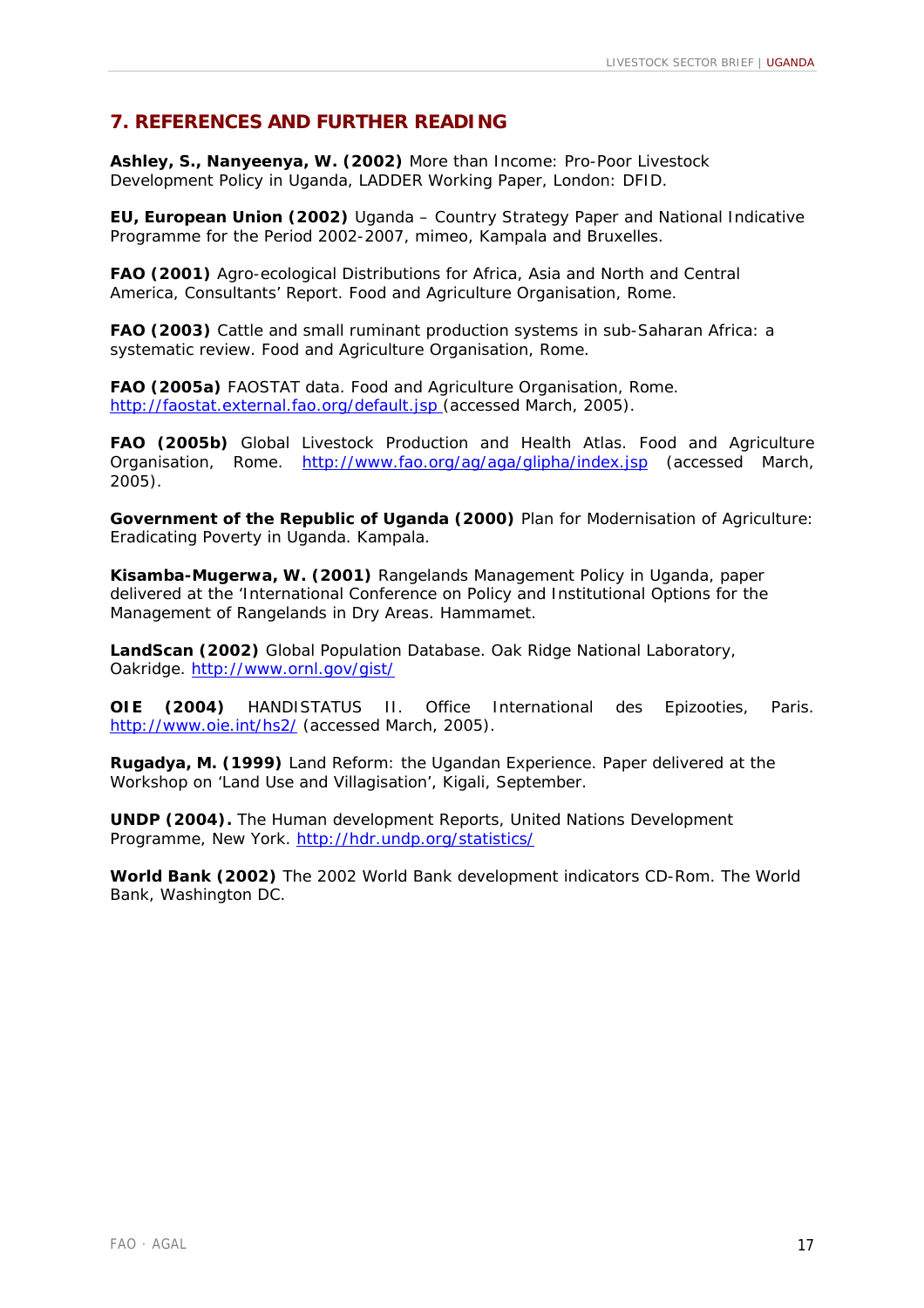## 7. REFERENCES AND FURTHER READING

**Ashley, S., Nanyeenya, W. (2002)** More than Income: Pro-Poor Livestock Development Policy in Uganda, LADDER Working Paper, London: DFID.

**EU, European Union (2002)** Uganda – Country Strategy Paper and National Indicative Programme for the Period 2002-2007, mimeo, Kampala and Bruxelles.

**FAO (2001)** Agro-ecological Distributions for Africa, Asia and North and Central America, Consultants' Report. Food and Agriculture Organisation, Rome.

**FAO (2003)** Cattle and small ruminant production systems in sub-Saharan Africa: a systematic review. Food and Agriculture Organisation, Rome.

**FAO (2005a)** FAOSTAT data. Food and Agriculture Organisation, Rome. http://faostat.external.fao.org/default.jsp (accessed March, 2005).

**FAO (2005b)** Global Livestock Production and Health Atlas. Food and Agriculture Organisation, Rome. http://www.fao.org/ag/aga/glipha/index.jsp (accessed March, 2005).

**Government of the Republic of Uganda (2000)** Plan for Modernisation of Agriculture: Eradicating Poverty in Uganda. Kampala.

**Kisamba-Mugerwa, W. (2001)** Rangelands Management Policy in Uganda, paper delivered at the 'International Conference on Policy and Institutional Options for the Management of Rangelands in Dry Areas. Hammamet.

**LandScan (2002)** Global Population Database. Oak Ridge National Laboratory, Oakridge. http://www.ornl.gov/gist/

**OIE (2004)** HANDISTATUS II. Office International des Epizooties, Paris. http://www.oie.int/hs2/ (accessed March, 2005).

**Rugadya, M. (1999)** Land Reform: the Ugandan Experience. Paper delivered at the Workshop on 'Land Use and Villagisation', Kigali, September.

**UNDP (2004).** The Human development Reports, United Nations Development Programme, New York. http://hdr.undp.org/statistics/

**World Bank (2002)** The 2002 World Bank development indicators CD-Rom. The World Bank, Washington DC.